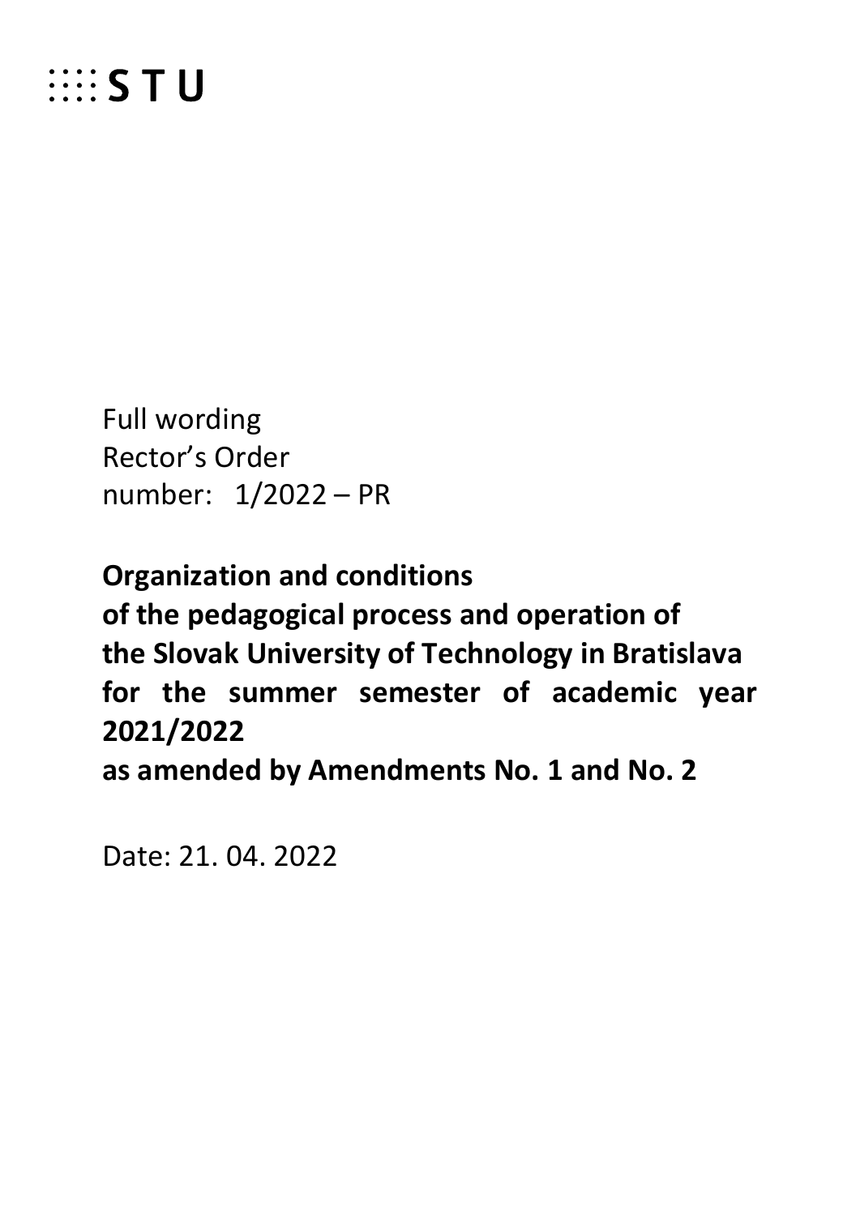STU

Full wording
Rector's Order
number: 1/2022 – PR

**Organization and conditions of the pedagogical process and operation of the Slovak University of Technology in Bratislava for the summer semester of academic year 2021/2022 as amended by Amendments No. 1 and No. 2**

Date: 21. 04. 2022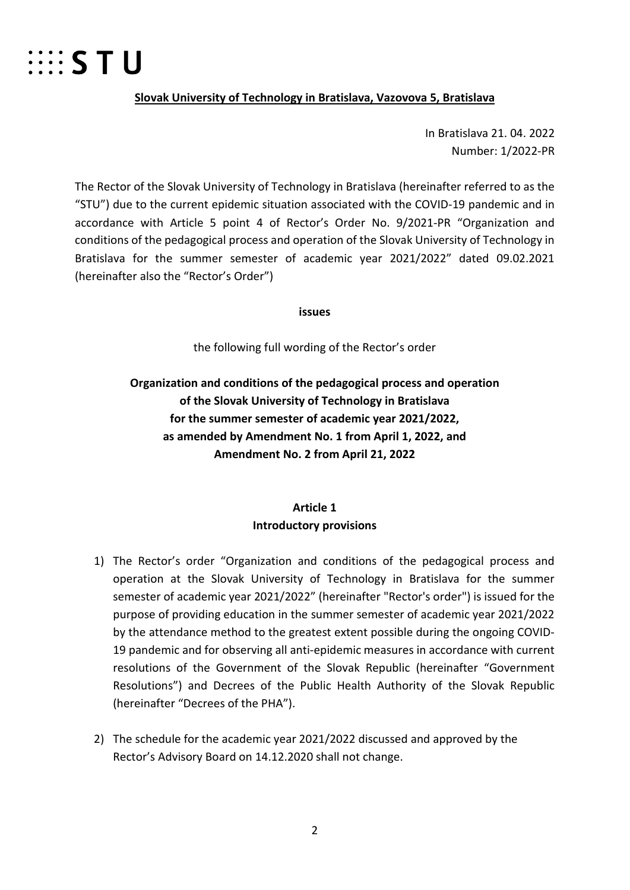# STU

**Slovak University of Technology in Bratislava, Vazovova 5, Bratislava**

In Bratislava 21. 04. 2022
Number: 1/2022-PR

The Rector of the Slovak University of Technology in Bratislava (hereinafter referred to as the "STU") due to the current epidemic situation associated with the COVID-19 pandemic and in accordance with Article 5 point 4 of Rector's Order No. 9/2021-PR "Organization and conditions of the pedagogical process and operation of the Slovak University of Technology in Bratislava for the summer semester of academic year 2021/2022" dated 09.02.2021 (hereinafter also the "Rector's Order")

**issues**

the following full wording of the Rector's order

**Organization and conditions of the pedagogical process and operation of the Slovak University of Technology in Bratislava for the summer semester of academic year 2021/2022, as amended by Amendment No. 1 from April 1, 2022, and Amendment No. 2 from April 21, 2022**

## Article 1
## Introductory provisions

1) The Rector's order "Organization and conditions of the pedagogical process and operation at the Slovak University of Technology in Bratislava for the summer semester of academic year 2021/2022" (hereinafter "Rector's order") is issued for the purpose of providing education in the summer semester of academic year 2021/2022 by the attendance method to the greatest extent possible during the ongoing COVID-19 pandemic and for observing all anti-epidemic measures in accordance with current resolutions of the Government of the Slovak Republic (hereinafter "Government Resolutions") and Decrees of the Public Health Authority of the Slovak Republic (hereinafter "Decrees of the PHA").

2) The schedule for the academic year 2021/2022 discussed and approved by the Rector's Advisory Board on 14.12.2020 shall not change.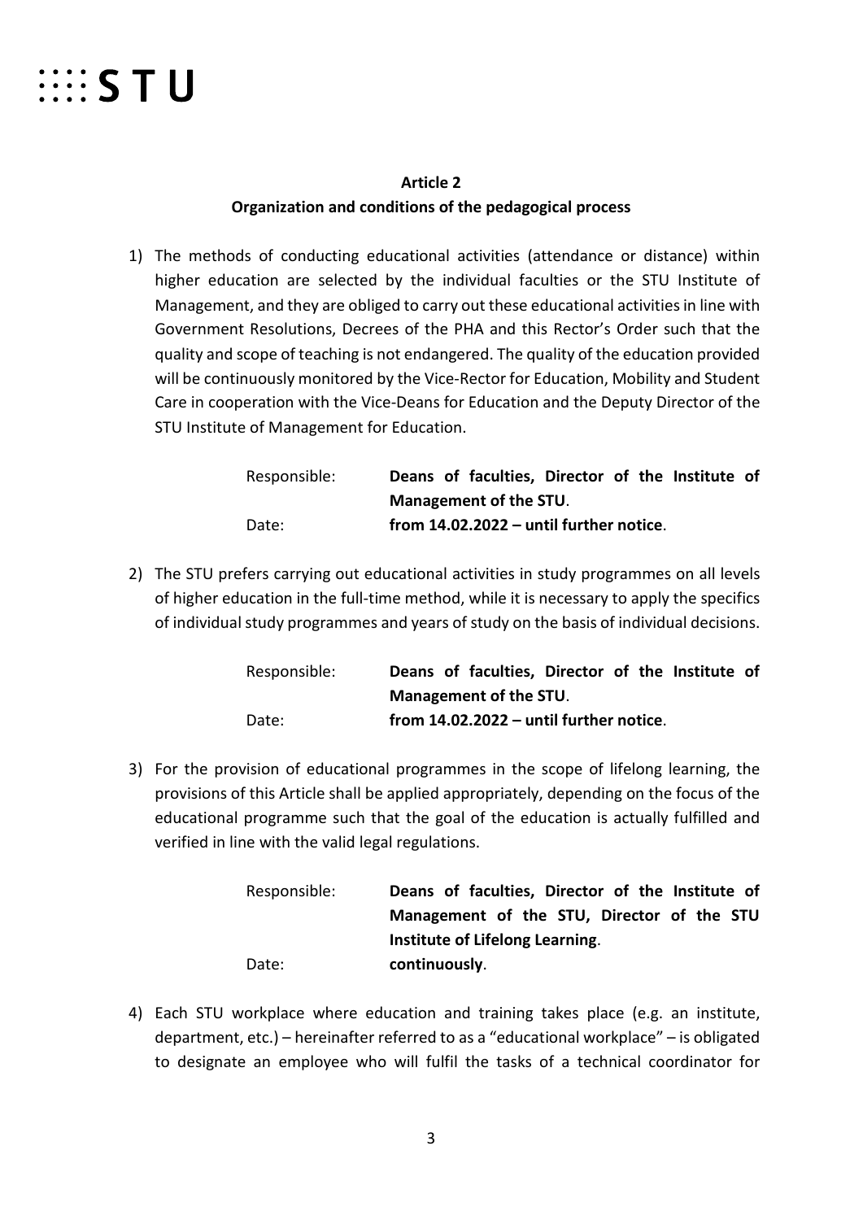## Article 2
## Organization and conditions of the pedagogical process

1) The methods of conducting educational activities (attendance or distance) within higher education are selected by the individual faculties or the STU Institute of Management, and they are obliged to carry out these educational activities in line with Government Resolutions, Decrees of the PHA and this Rector's Order such that the quality and scope of teaching is not endangered. The quality of the education provided will be continuously monitored by the Vice-Rector for Education, Mobility and Student Care in cooperation with the Vice-Deans for Education and the Deputy Director of the STU Institute of Management for Education.

   Responsible: **Deans of faculties, Director of the Institute of Management of the STU**.
   Date: **from 14.02.2022 – until further notice**.

2) The STU prefers carrying out educational activities in study programmes on all levels of higher education in the full-time method, while it is necessary to apply the specifics of individual study programmes and years of study on the basis of individual decisions.

   Responsible: **Deans of faculties, Director of the Institute of Management of the STU**.
   Date: **from 14.02.2022 – until further notice**.

3) For the provision of educational programmes in the scope of lifelong learning, the provisions of this Article shall be applied appropriately, depending on the focus of the educational programme such that the goal of the education is actually fulfilled and verified in line with the valid legal regulations.

   Responsible: **Deans of faculties, Director of the Institute of Management of the STU, Director of the STU Institute of Lifelong Learning**.
   Date: **continuously**.

4) Each STU workplace where education and training takes place (e.g. an institute, department, etc.) – hereinafter referred to as a "educational workplace" – is obligated to designate an employee who will fulfil the tasks of a technical coordinator for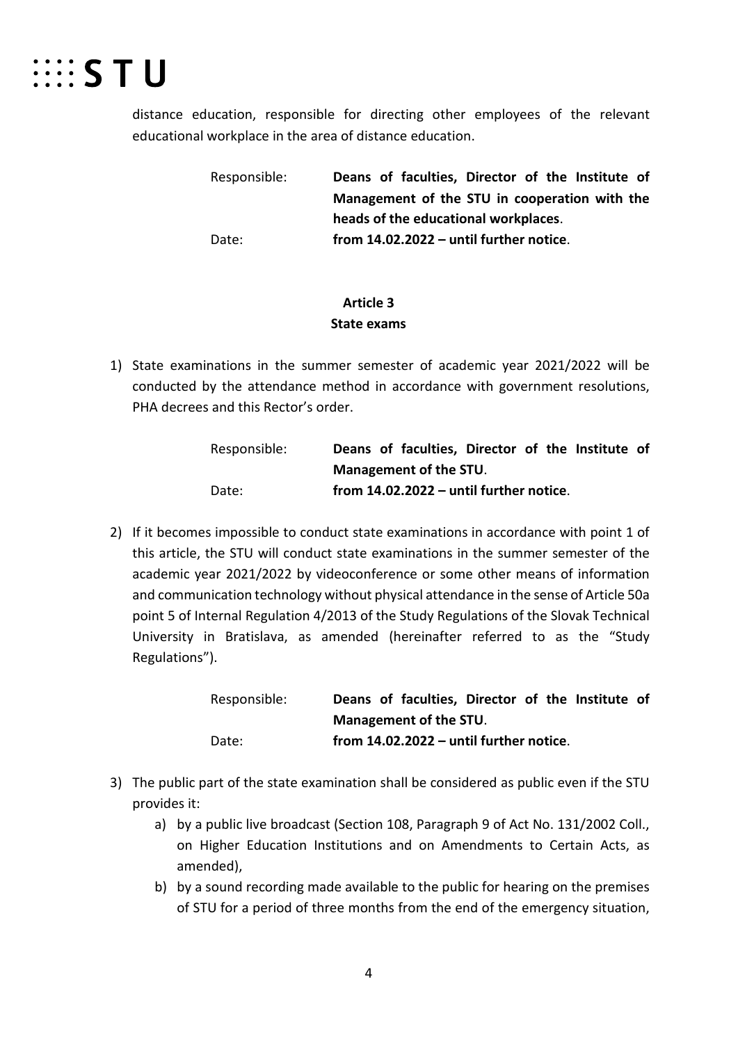distance education, responsible for directing other employees of the relevant educational workplace in the area of distance education.

Responsible: **Deans of faculties, Director of the Institute of Management of the STU in cooperation with the heads of the educational workplaces**.
Date: **from 14.02.2022 – until further notice**.

## Article 3
## State exams

1) State examinations in the summer semester of academic year 2021/2022 will be conducted by the attendance method in accordance with government resolutions, PHA decrees and this Rector's order.

   Responsible: **Deans of faculties, Director of the Institute of Management of the STU**.
   Date: **from 14.02.2022 – until further notice**.

2) If it becomes impossible to conduct state examinations in accordance with point 1 of this article, the STU will conduct state examinations in the summer semester of the academic year 2021/2022 by videoconference or some other means of information and communication technology without physical attendance in the sense of Article 50a point 5 of Internal Regulation 4/2013 of the Study Regulations of the Slovak Technical University in Bratislava, as amended (hereinafter referred to as the "Study Regulations").

   Responsible: **Deans of faculties, Director of the Institute of Management of the STU**.
   Date: **from 14.02.2022 – until further notice**.

3) The public part of the state examination shall be considered as public even if the STU provides it:
   a) by a public live broadcast (Section 108, Paragraph 9 of Act No. 131/2002 Coll., on Higher Education Institutions and on Amendments to Certain Acts, as amended),
   b) by a sound recording made available to the public for hearing on the premises of STU for a period of three months from the end of the emergency situation,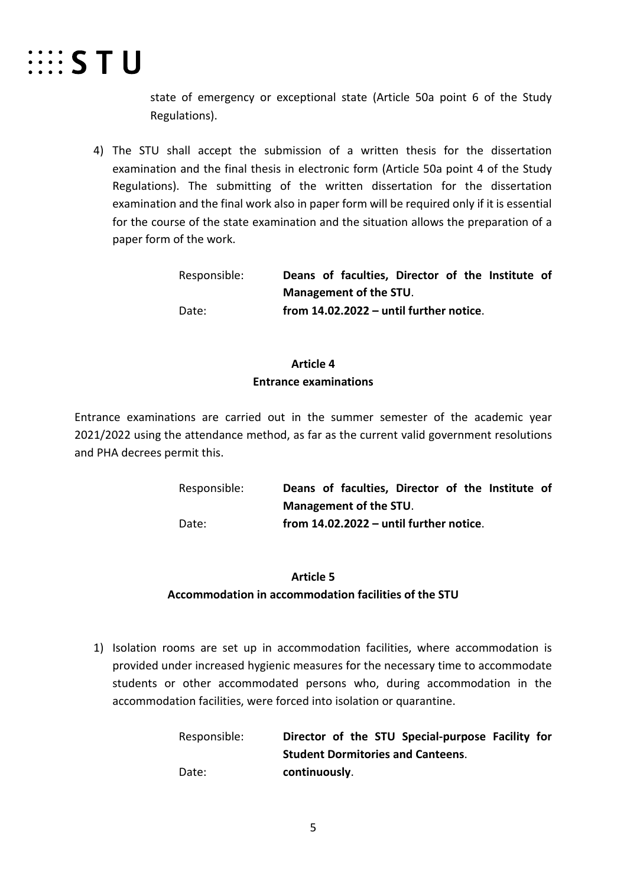state of emergency or exceptional state (Article 50a point 6 of the Study Regulations).

4) The STU shall accept the submission of a written thesis for the dissertation examination and the final thesis in electronic form (Article 50a point 4 of the Study Regulations). The submitting of the written dissertation for the dissertation examination and the final work also in paper form will be required only if it is essential for the course of the state examination and the situation allows the preparation of a paper form of the work.

Responsible: **Deans of faculties, Director of the Institute of Management of the STU**.
Date: **from 14.02.2022 – until further notice**.

## Article 4
## Entrance examinations

Entrance examinations are carried out in the summer semester of the academic year 2021/2022 using the attendance method, as far as the current valid government resolutions and PHA decrees permit this.

Responsible: **Deans of faculties, Director of the Institute of Management of the STU**.
Date: **from 14.02.2022 – until further notice**.

## Article 5
## Accommodation in accommodation facilities of the STU

1) Isolation rooms are set up in accommodation facilities, where accommodation is provided under increased hygienic measures for the necessary time to accommodate students or other accommodated persons who, during accommodation in the accommodation facilities, were forced into isolation or quarantine.

Responsible: **Director of the STU Special-purpose Facility for Student Dormitories and Canteens**.
Date: **continuously**.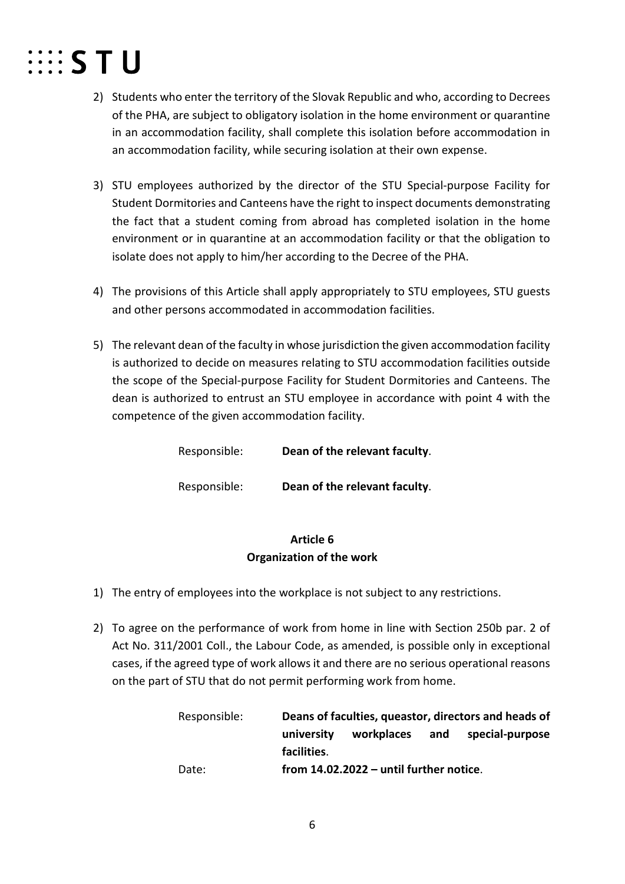2) Students who enter the territory of the Slovak Republic and who, according to Decrees of the PHA, are subject to obligatory isolation in the home environment or quarantine in an accommodation facility, shall complete this isolation before accommodation in an accommodation facility, while securing isolation at their own expense.

3) STU employees authorized by the director of the STU Special-purpose Facility for Student Dormitories and Canteens have the right to inspect documents demonstrating the fact that a student coming from abroad has completed isolation in the home environment or in quarantine at an accommodation facility or that the obligation to isolate does not apply to him/her according to the Decree of the PHA.

4) The provisions of this Article shall apply appropriately to STU employees, STU guests and other persons accommodated in accommodation facilities.

5) The relevant dean of the faculty in whose jurisdiction the given accommodation facility is authorized to decide on measures relating to STU accommodation facilities outside the scope of the Special-purpose Facility for Student Dormitories and Canteens. The dean is authorized to entrust an STU employee in accordance with point 4 with the competence of the given accommodation facility.

Responsible: **Dean of the relevant faculty**.

Responsible: **Dean of the relevant faculty**.

## Article 6
## Organization of the work

1) The entry of employees into the workplace is not subject to any restrictions.

2) To agree on the performance of work from home in line with Section 250b par. 2 of Act No. 311/2001 Coll., the Labour Code, as amended, is possible only in exceptional cases, if the agreed type of work allows it and there are no serious operational reasons on the part of STU that do not permit performing work from home.

Responsible: **Deans of faculties, queastor, directors and heads of university workplaces and special-purpose facilities**.

Date: **from 14.02.2022 – until further notice**.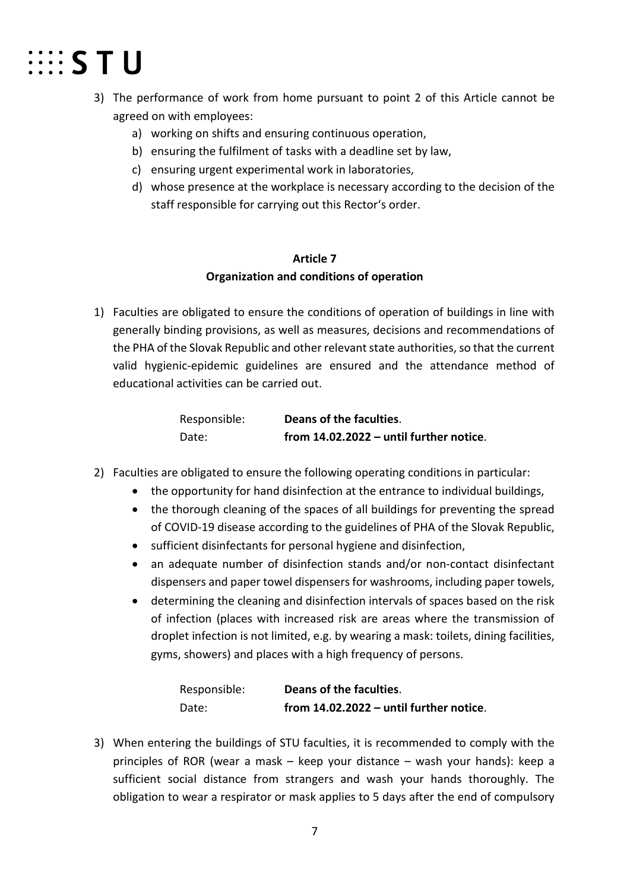3) The performance of work from home pursuant to point 2 of this Article cannot be agreed on with employees:
   a) working on shifts and ensuring continuous operation,
   b) ensuring the fulfilment of tasks with a deadline set by law,
   c) ensuring urgent experimental work in laboratories,
   d) whose presence at the workplace is necessary according to the decision of the staff responsible for carrying out this Rector's order.

## Article 7
## Organization and conditions of operation

1) Faculties are obligated to ensure the conditions of operation of buildings in line with generally binding provisions, as well as measures, decisions and recommendations of the PHA of the Slovak Republic and other relevant state authorities, so that the current valid hygienic-epidemic guidelines are ensured and the attendance method of educational activities can be carried out.

   Responsible: **Deans of the faculties**.
   Date: **from 14.02.2022 – until further notice**.

2) Faculties are obligated to ensure the following operating conditions in particular:
   - the opportunity for hand disinfection at the entrance to individual buildings,
   - the thorough cleaning of the spaces of all buildings for preventing the spread of COVID-19 disease according to the guidelines of PHA of the Slovak Republic,
   - sufficient disinfectants for personal hygiene and disinfection,
   - an adequate number of disinfection stands and/or non-contact disinfectant dispensers and paper towel dispensers for washrooms, including paper towels,
   - determining the cleaning and disinfection intervals of spaces based on the risk of infection (places with increased risk are areas where the transmission of droplet infection is not limited, e.g. by wearing a mask: toilets, dining facilities, gyms, showers) and places with a high frequency of persons.

   Responsible: **Deans of the faculties**.
   Date: **from 14.02.2022 – until further notice**.

3) When entering the buildings of STU faculties, it is recommended to comply with the principles of ROR (wear a mask – keep your distance – wash your hands): keep a sufficient social distance from strangers and wash your hands thoroughly. The obligation to wear a respirator or mask applies to 5 days after the end of compulsory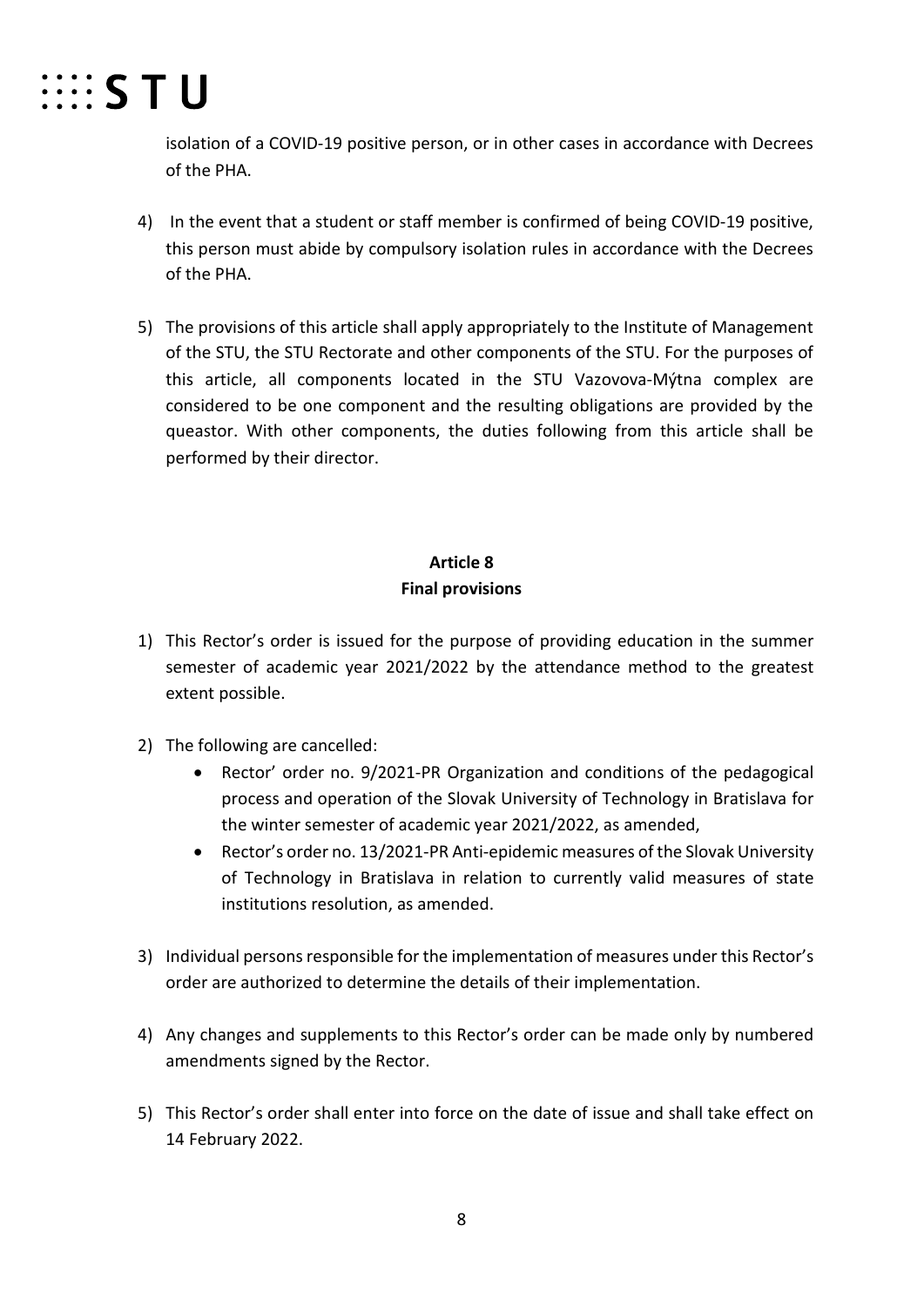isolation of a COVID-19 positive person, or in other cases in accordance with Decrees of the PHA.

4) In the event that a student or staff member is confirmed of being COVID-19 positive, this person must abide by compulsory isolation rules in accordance with the Decrees of the PHA.

5) The provisions of this article shall apply appropriately to the Institute of Management of the STU, the STU Rectorate and other components of the STU. For the purposes of this article, all components located in the STU Vazovova-Mýtna complex are considered to be one component and the resulting obligations are provided by the queastor. With other components, the duties following from this article shall be performed by their director.

**Article 8**
**Final provisions**

1) This Rector's order is issued for the purpose of providing education in the summer semester of academic year 2021/2022 by the attendance method to the greatest extent possible.

2) The following are cancelled:
   - Rector' order no. 9/2021-PR Organization and conditions of the pedagogical process and operation of the Slovak University of Technology in Bratislava for the winter semester of academic year 2021/2022, as amended,
   - Rector's order no. 13/2021-PR Anti-epidemic measures of the Slovak University of Technology in Bratislava in relation to currently valid measures of state institutions resolution, as amended.

3) Individual persons responsible for the implementation of measures under this Rector's order are authorized to determine the details of their implementation.

4) Any changes and supplements to this Rector's order can be made only by numbered amendments signed by the Rector.

5) This Rector's order shall enter into force on the date of issue and shall take effect on 14 February 2022.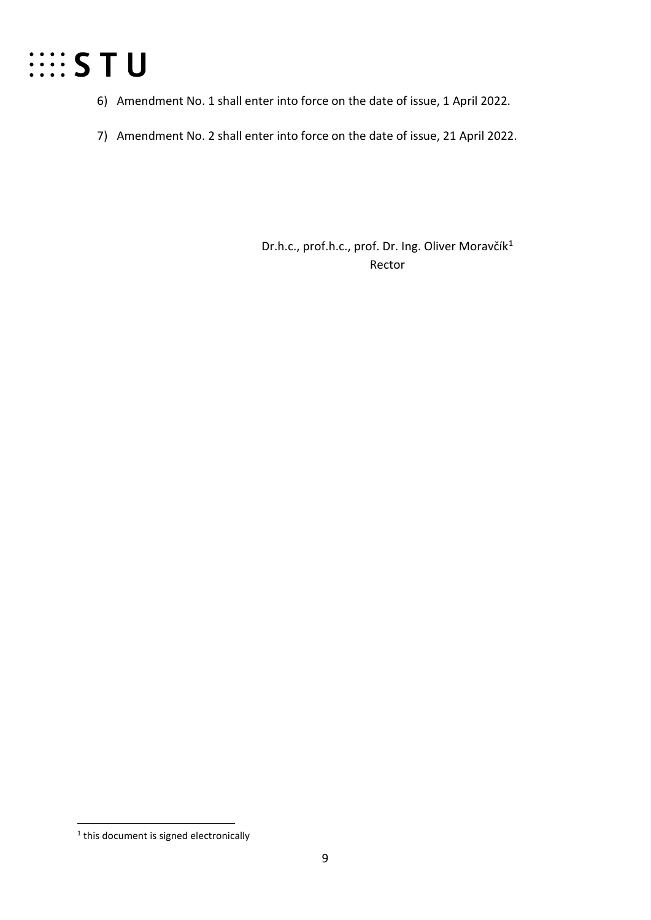6) Amendment No. 1 shall enter into force on the date of issue, 1 April 2022.

7) Amendment No. 2 shall enter into force on the date of issue, 21 April 2022.

Dr.h.c., prof.h.c., prof. Dr. Ing. Oliver Moravčík[1]
Rector

[1] this document is signed electronically